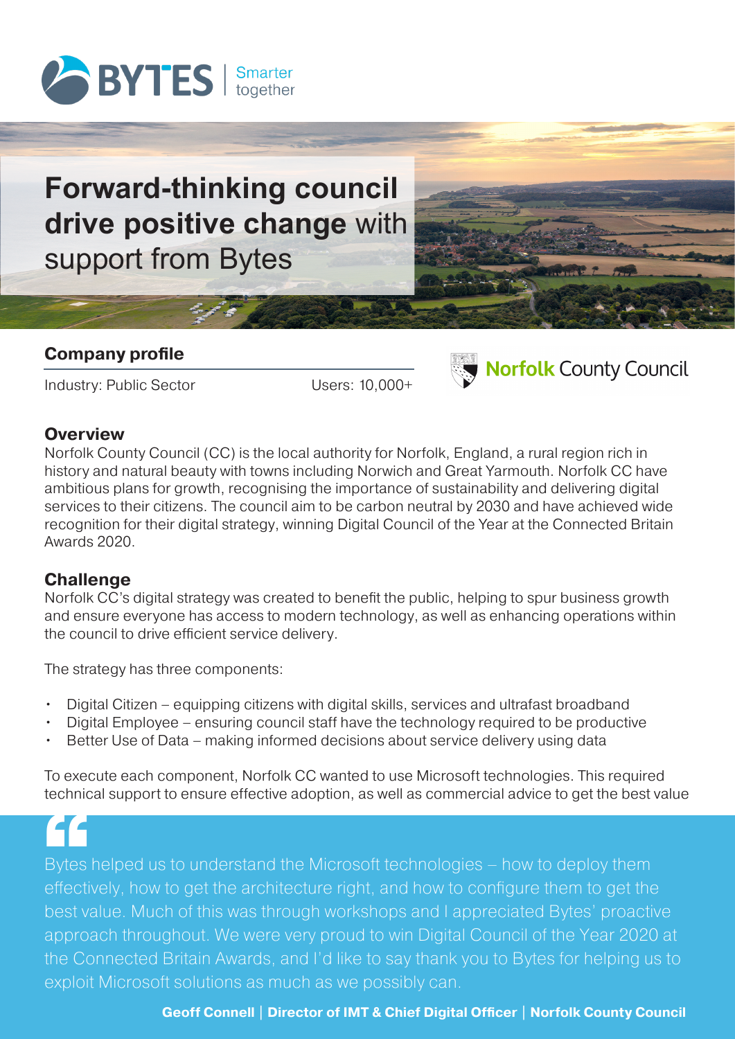BYTES | Smarter together

# **Forward-thinking council drive positive change** with support from Bytes

## Company profile

Industry: Public Sector

Users: 10,000+

Norfolk County Council

## Overview

Norfolk County Council (CC) is the local authority for Norfolk, England, a rural region rich in history and natural beauty with towns including Norwich and Great Yarmouth. Norfolk CC have ambitious plans for growth, recognising the importance of sustainability and delivering digital services to their citizens. The council aim to be carbon neutral by 2030 and have achieved wide recognition for their digital strategy, winning Digital Council of the Year at the Connected Britain Awards 2020.

## Challenge

Norfolk CC's digital strategy was created to benefit the public, helping to spur business growth and ensure everyone has access to modern technology, as well as enhancing operations within the council to drive efficient service delivery.

The strategy has three components:

- Digital Citizen – equipping citizens with digital skills, services and ultrafast broadband
- Digital Employee – ensuring council staff have the technology required to be productive
- Better Use of Data – making informed decisions about service delivery using data

To execute each component, Norfolk CC wanted to use Microsoft technologies. This required technical support to ensure effective adoption, as well as commercial advice to get the best value

> Bytes helped us to understand the Microsoft technologies – how to deploy them effectively, how to get the architecture right, and how to configure them to get the best value. Much of this was through workshops and I appreciated Bytes' proactive approach throughout. We were very proud to win Digital Council of the Year 2020 at the Connected Britain Awards, and I'd like to say thank you to Bytes for helping us to exploit Microsoft solutions as much as we possibly can.
>
> **Geoff Connell | Director of IMT & Chief Digital Officer | Norfolk County Council**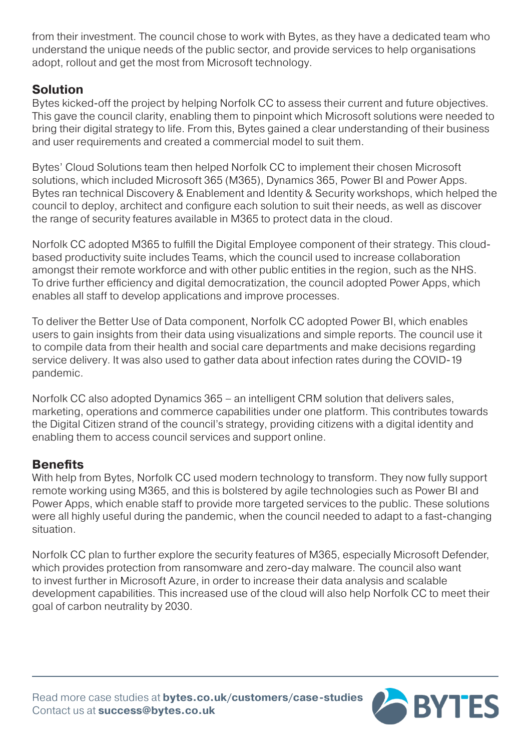from their investment. The council chose to work with Bytes, as they have a dedicated team who understand the unique needs of the public sector, and provide services to help organisations adopt, rollout and get the most from Microsoft technology.

## Solution

Bytes kicked-off the project by helping Norfolk CC to assess their current and future objectives. This gave the council clarity, enabling them to pinpoint which Microsoft solutions were needed to bring their digital strategy to life. From this, Bytes gained a clear understanding of their business and user requirements and created a commercial model to suit them.

Bytes' Cloud Solutions team then helped Norfolk CC to implement their chosen Microsoft solutions, which included Microsoft 365 (M365), Dynamics 365, Power BI and Power Apps. Bytes ran technical Discovery & Enablement and Identity & Security workshops, which helped the council to deploy, architect and configure each solution to suit their needs, as well as discover the range of security features available in M365 to protect data in the cloud.

Norfolk CC adopted M365 to fulfill the Digital Employee component of their strategy. This cloud-based productivity suite includes Teams, which the council used to increase collaboration amongst their remote workforce and with other public entities in the region, such as the NHS. To drive further efficiency and digital democratization, the council adopted Power Apps, which enables all staff to develop applications and improve processes.

To deliver the Better Use of Data component, Norfolk CC adopted Power BI, which enables users to gain insights from their data using visualizations and simple reports. The council use it to compile data from their health and social care departments and make decisions regarding service delivery. It was also used to gather data about infection rates during the COVID-19 pandemic.

Norfolk CC also adopted Dynamics 365 – an intelligent CRM solution that delivers sales, marketing, operations and commerce capabilities under one platform. This contributes towards the Digital Citizen strand of the council's strategy, providing citizens with a digital identity and enabling them to access council services and support online.

## Benefits

With help from Bytes, Norfolk CC used modern technology to transform. They now fully support remote working using M365, and this is bolstered by agile technologies such as Power BI and Power Apps, which enable staff to provide more targeted services to the public. These solutions were all highly useful during the pandemic, when the council needed to adapt to a fast-changing situation.

Norfolk CC plan to further explore the security features of M365, especially Microsoft Defender, which provides protection from ransomware and zero-day malware. The council also want to invest further in Microsoft Azure, in order to increase their data analysis and scalable development capabilities. This increased use of the cloud will also help Norfolk CC to meet their goal of carbon neutrality by 2030.

Read more case studies at **bytes.co.uk/customers/case-studies**
Contact us at **success@bytes.co.uk**